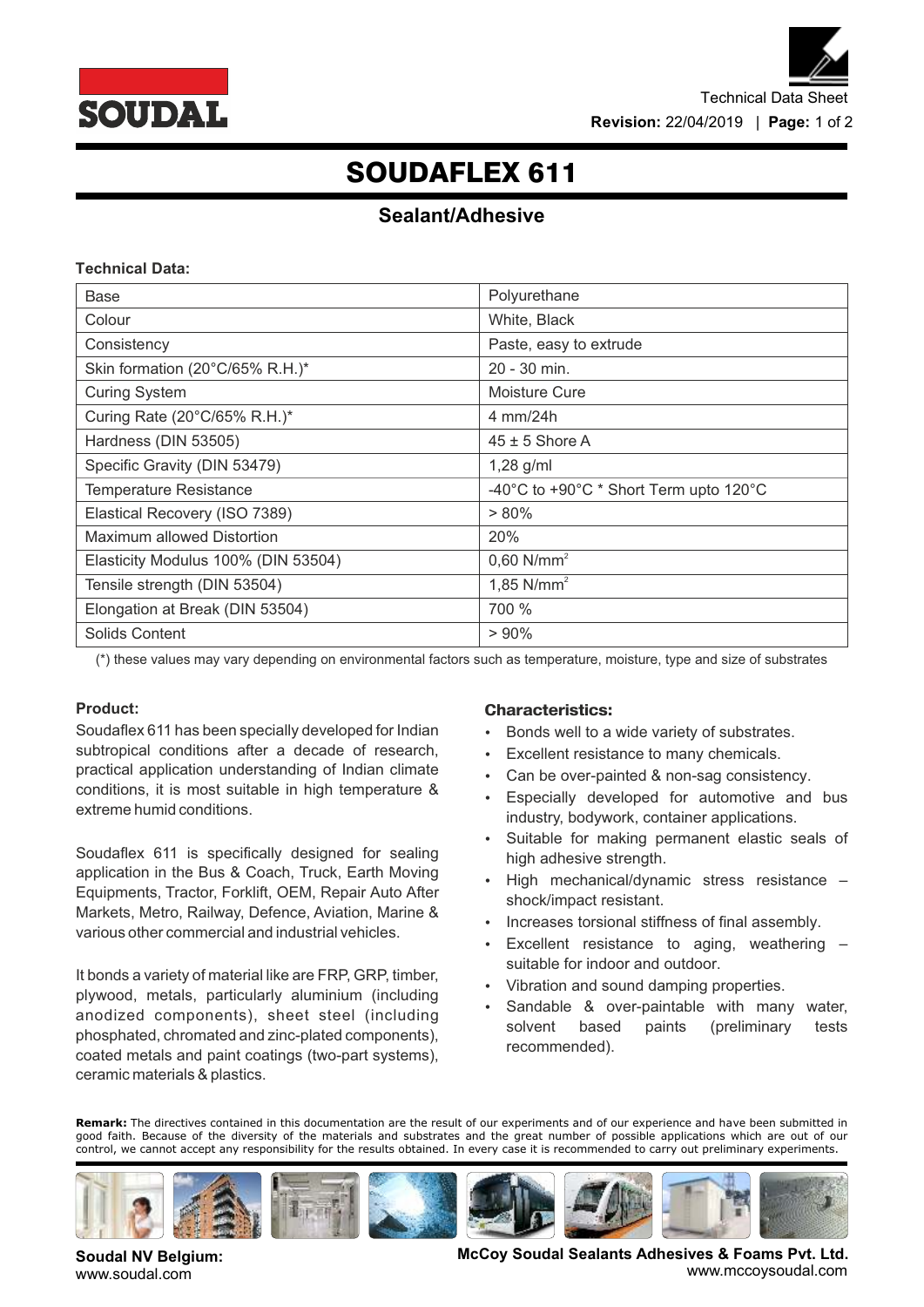# SOUDAFLEX 611

## Sealant/Adhesive

**Technical Data:**

| Base | Polyurethane |
|---|---|
| Colour | White, Black |
| Consistency | Paste, easy to extrude |
| Skin formation (20°C/65% R.H.)* | 20 - 30 min. |
| Curing System | Moisture Cure |
| Curing Rate (20°C/65% R.H.)* | 4 mm/24h |
| Hardness (DIN 53505) | 45 ± 5 Shore A |
| Specific Gravity (DIN 53479) | 1,28 g/ml |
| Temperature Resistance | -40°C to +90°C * Short Term upto 120°C |
| Elastical Recovery (ISO 7389) | > 80% |
| Maximum allowed Distortion | 20% |
| Elasticity Modulus 100% (DIN 53504) | 0,60 N/mm$^2$ |
| Tensile strength (DIN 53504) | 1,85 N/mm$^2$ |
| Elongation at Break (DIN 53504) | 700 % |
| Solids Content | > 90% |

(*) these values may vary depending on environmental factors such as temperature, moisture, type and size of substrates

**Product:**

Soudaflex 611 has been specially developed for Indian subtropical conditions after a decade of research, practical application understanding of Indian climate conditions, it is most suitable in high temperature & extreme humid conditions.

Soudaflex 611 is specifically designed for sealing application in the Bus & Coach, Truck, Earth Moving Equipments, Tractor, Forklift, OEM, Repair Auto After Markets, Metro, Railway, Defence, Aviation, Marine & various other commercial and industrial vehicles.

It bonds a variety of material like are FRP, GRP, timber, plywood, metals, particularly aluminium (including anodized components), sheet steel (including phosphated, chromated and zinc-plated components), coated metals and paint coatings (two-part systems), ceramic materials & plastics.

**Characteristics:**

- Bonds well to a wide variety of substrates.
- Excellent resistance to many chemicals.
- Can be over-painted & non-sag consistency.
- Especially developed for automotive and bus industry, bodywork, container applications.
- Suitable for making permanent elastic seals of high adhesive strength.
- High mechanical/dynamic stress resistance – shock/impact resistant.
- Increases torsional stiffness of final assembly.
- Excellent resistance to aging, weathering – suitable for indoor and outdoor.
- Vibration and sound damping properties.
- Sandable & over-paintable with many water, solvent based paints (preliminary tests recommended).

**Remark:** The directives contained in this documentation are the result of our experiments and of our experience and have been submitted in good faith. Because of the diversity of the materials and substrates and the great number of possible applications which are out of our control, we cannot accept any responsibility for the results obtained. In every case it is recommended to carry out preliminary experiments.

**Soudal NV Belgium:**
www.soudal.com

**McCoy Soudal Sealants Adhesives & Foams Pvt. Ltd.**
www.mccoysoudal.com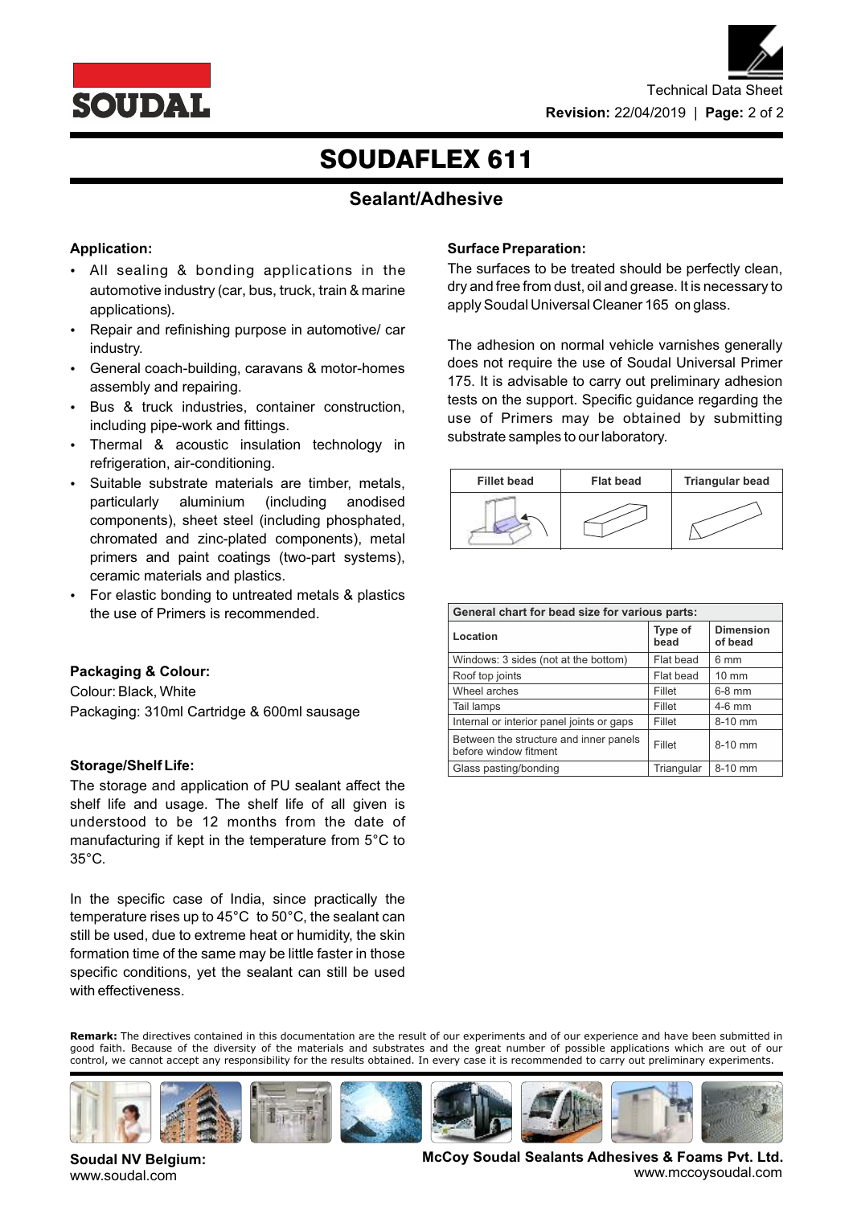# SOUDAFLEX 611

## Sealant/Adhesive

### Application:

- All sealing & bonding applications in the automotive industry (car, bus, truck, train & marine applications).
- Repair and refinishing purpose in automotive/ car industry.
- General coach-building, caravans & motor-homes assembly and repairing.
- Bus & truck industries, container construction, including pipe-work and fittings.
- Thermal & acoustic insulation technology in refrigeration, air-conditioning.
- Suitable substrate materials are timber, metals, particularly aluminium (including anodised components), sheet steel (including phosphated, chromated and zinc-plated components), metal primers and paint coatings (two-part systems), ceramic materials and plastics.
- For elastic bonding to untreated metals & plastics the use of Primers is recommended.

### Packaging & Colour:

Colour: Black, White

Packaging: 310ml Cartridge & 600ml sausage

### Storage/Shelf Life:

The storage and application of PU sealant affect the shelf life and usage. The shelf life of all given is understood to be 12 months from the date of manufacturing if kept in the temperature from 5°C to 35°C.

In the specific case of India, since practically the temperature rises up to 45°C to 50°C, the sealant can still be used, due to extreme heat or humidity, the skin formation time of the same may be little faster in those specific conditions, yet the sealant can still be used with effectiveness.

### Surface Preparation:

The surfaces to be treated should be perfectly clean, dry and free from dust, oil and grease. It is necessary to apply Soudal Universal Cleaner 165 on glass.

The adhesion on normal vehicle varnishes generally does not require the use of Soudal Universal Primer 175. It is advisable to carry out preliminary adhesion tests on the support. Specific guidance regarding the use of Primers may be obtained by submitting substrate samples to our laboratory.

| Fillet bead | Flat bead | Triangular bead |
|---|---|---|
| | | |

| General chart for bead size for various parts: | | |
|---|---|---|
| Location | Type of bead | Dimension of bead |
| Windows: 3 sides (not at the bottom) | Flat bead | 6 mm |
| Roof top joints | Flat bead | 10 mm |
| Wheel arches | Fillet | 6-8 mm |
| Tail lamps | Fillet | 4-6 mm |
| Internal or interior panel joints or gaps | Fillet | 8-10 mm |
| Between the structure and inner panels before window fitment | Fillet | 8-10 mm |
| Glass pasting/bonding | Triangular | 8-10 mm |

**Remark:** The directives contained in this documentation are the result of our experiments and of our experience and have been submitted in good faith. Because of the diversity of the materials and substrates and the great number of possible applications which are out of our control, we cannot accept any responsibility for the results obtained. In every case it is recommended to carry out preliminary experiments.

**Soudal NV Belgium:**
www.soudal.com

**McCoy Soudal Sealants Adhesives & Foams Pvt. Ltd.**
www.mccoysoudal.com